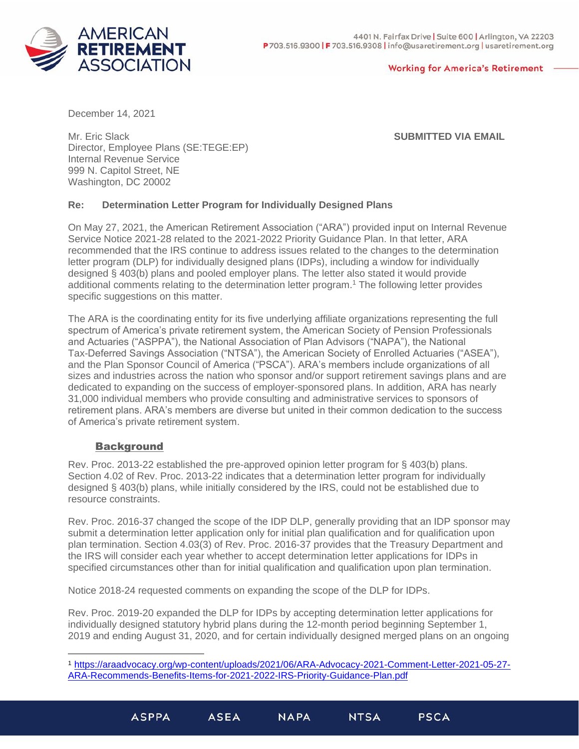AMERICAN RETIREMENT ASSOCIATION

4401 N. Fairfax Drive | Suite 600 | Arlington, VA 22203
P 703.516.9300 | F 703.516.9308 | info@usaretirement.org | usaretirement.org

Working for America's Retirement

December 14, 2021

Mr. Eric Slack
Director, Employee Plans (SE:TEGE:EP)
Internal Revenue Service
999 N. Capitol Street, NE
Washington, DC 20002

**SUBMITTED VIA EMAIL**

**Re: Determination Letter Program for Individually Designed Plans**

On May 27, 2021, the American Retirement Association ("ARA") provided input on Internal Revenue Service Notice 2021-28 related to the 2021-2022 Priority Guidance Plan. In that letter, ARA recommended that the IRS continue to address issues related to the changes to the determination letter program (DLP) for individually designed plans (IDPs), including a window for individually designed § 403(b) plans and pooled employer plans. The letter also stated it would provide additional comments relating to the determination letter program.[1] The following letter provides specific suggestions on this matter.

The ARA is the coordinating entity for its five underlying affiliate organizations representing the full spectrum of America's private retirement system, the American Society of Pension Professionals and Actuaries ("ASPPA"), the National Association of Plan Advisors ("NAPA"), the National Tax-Deferred Savings Association ("NTSA"), the American Society of Enrolled Actuaries ("ASEA"), and the Plan Sponsor Council of America ("PSCA"). ARA's members include organizations of all sizes and industries across the nation who sponsor and/or support retirement savings plans and are dedicated to expanding on the success of employer-sponsored plans. In addition, ARA has nearly 31,000 individual members who provide consulting and administrative services to sponsors of retirement plans. ARA's members are diverse but united in their common dedication to the success of America's private retirement system.

## Background

Rev. Proc. 2013-22 established the pre-approved opinion letter program for § 403(b) plans. Section 4.02 of Rev. Proc. 2013-22 indicates that a determination letter program for individually designed § 403(b) plans, while initially considered by the IRS, could not be established due to resource constraints.

Rev. Proc. 2016-37 changed the scope of the IDP DLP, generally providing that an IDP sponsor may submit a determination letter application only for initial plan qualification and for qualification upon plan termination. Section 4.03(3) of Rev. Proc. 2016-37 provides that the Treasury Department and the IRS will consider each year whether to accept determination letter applications for IDPs in specified circumstances other than for initial qualification and qualification upon plan termination.

Notice 2018-24 requested comments on expanding the scope of the DLP for IDPs.

Rev. Proc. 2019-20 expanded the DLP for IDPs by accepting determination letter applications for individually designed statutory hybrid plans during the 12-month period beginning September 1, 2019 and ending August 31, 2020, and for certain individually designed merged plans on an ongoing

[1] https://araadvocacy.org/wp-content/uploads/2021/06/ARA-Advocacy-2021-Comment-Letter-2021-05-27-ARA-Recommends-Benefits-Items-for-2021-2022-IRS-Priority-Guidance-Plan.pdf

ASPPA ASEA NAPA NTSA PSCA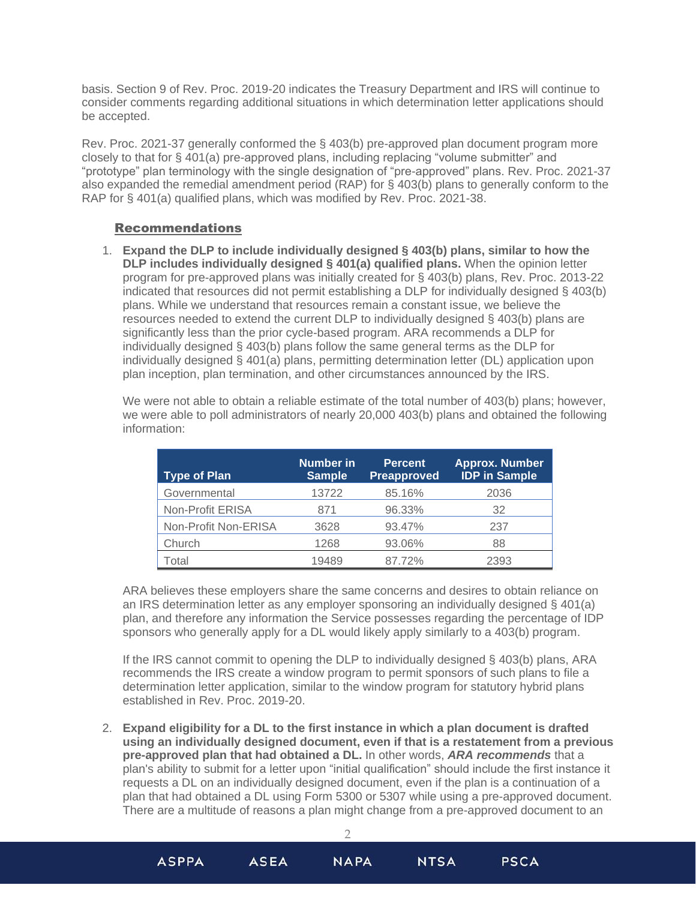basis. Section 9 of Rev. Proc. 2019-20 indicates the Treasury Department and IRS will continue to consider comments regarding additional situations in which determination letter applications should be accepted.

Rev. Proc. 2021-37 generally conformed the § 403(b) pre-approved plan document program more closely to that for § 401(a) pre-approved plans, including replacing "volume submitter" and "prototype" plan terminology with the single designation of "pre-approved" plans. Rev. Proc. 2021-37 also expanded the remedial amendment period (RAP) for § 403(b) plans to generally conform to the RAP for § 401(a) qualified plans, which was modified by Rev. Proc. 2021-38.

## Recommendations

1. **Expand the DLP to include individually designed § 403(b) plans, similar to how the DLP includes individually designed § 401(a) qualified plans.** When the opinion letter program for pre-approved plans was initially created for § 403(b) plans, Rev. Proc. 2013-22 indicated that resources did not permit establishing a DLP for individually designed § 403(b) plans. While we understand that resources remain a constant issue, we believe the resources needed to extend the current DLP to individually designed § 403(b) plans are significantly less than the prior cycle-based program. ARA recommends a DLP for individually designed § 403(b) plans follow the same general terms as the DLP for individually designed § 401(a) plans, permitting determination letter (DL) application upon plan inception, plan termination, and other circumstances announced by the IRS.

   We were not able to obtain a reliable estimate of the total number of 403(b) plans; however, we were able to poll administrators of nearly 20,000 403(b) plans and obtained the following information:

   | Type of Plan | Number in Sample | Percent Preapproved | Approx. Number IDP in Sample |
   |---|---|---|---|
   | Governmental | 13722 | 85.16% | 2036 |
   | Non-Profit ERISA | 871 | 96.33% | 32 |
   | Non-Profit Non-ERISA | 3628 | 93.47% | 237 |
   | Church | 1268 | 93.06% | 88 |
   | Total | 19489 | 87.72% | 2393 |

   ARA believes these employers share the same concerns and desires to obtain reliance on an IRS determination letter as any employer sponsoring an individually designed § 401(a) plan, and therefore any information the Service possesses regarding the percentage of IDP sponsors who generally apply for a DL would likely apply similarly to a 403(b) program.

   If the IRS cannot commit to opening the DLP to individually designed § 403(b) plans, ARA recommends the IRS create a window program to permit sponsors of such plans to file a determination letter application, similar to the window program for statutory hybrid plans established in Rev. Proc. 2019-20.

2. **Expand eligibility for a DL to the first instance in which a plan document is drafted using an individually designed document, even if that is a restatement from a previous pre-approved plan that had obtained a DL.** In other words, ***ARA recommends*** that a plan's ability to submit for a letter upon "initial qualification" should include the first instance it requests a DL on an individually designed document, even if the plan is a continuation of a plan that had obtained a DL using Form 5300 or 5307 while using a pre-approved document. There are a multitude of reasons a plan might change from a pre-approved document to an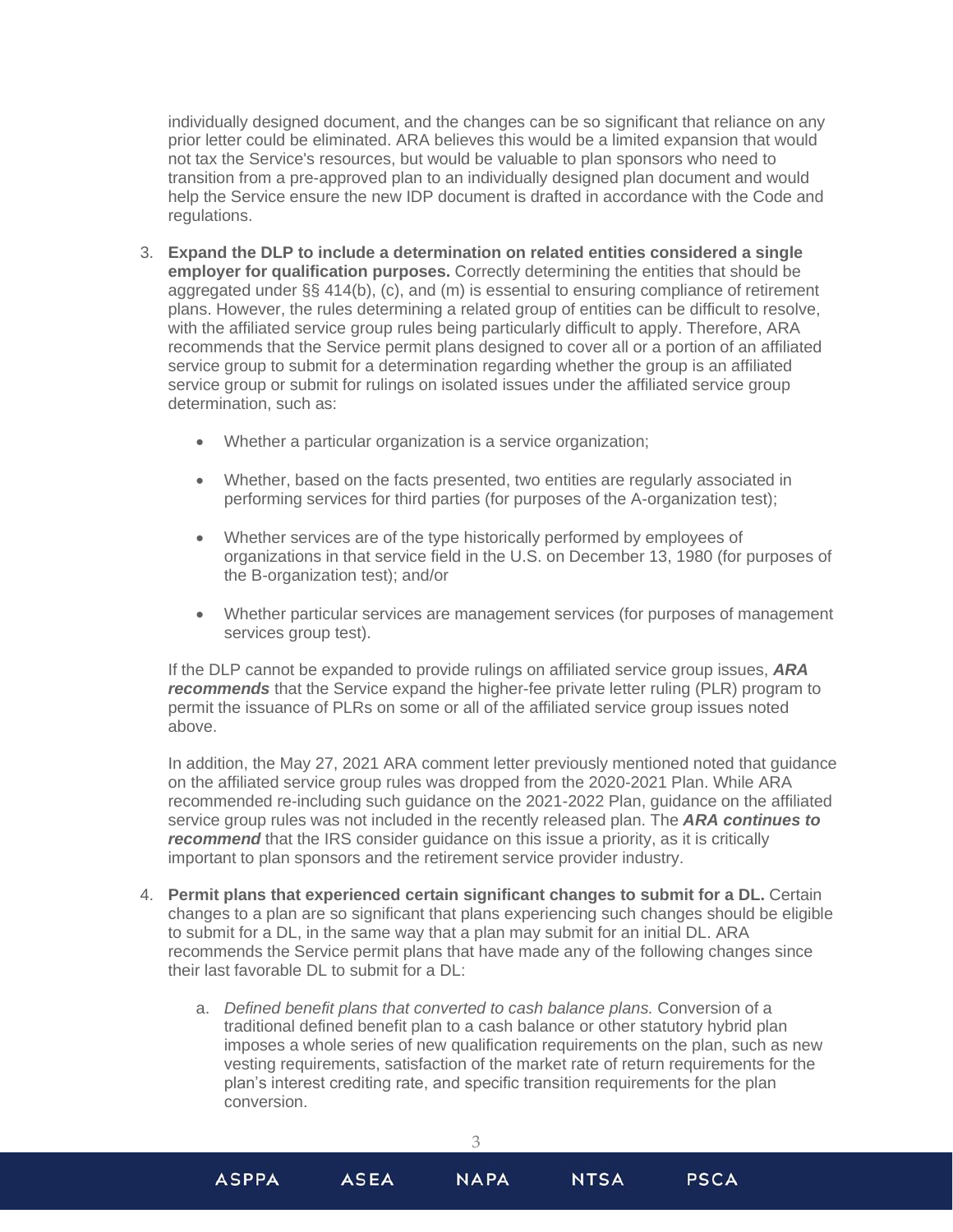individually designed document, and the changes can be so significant that reliance on any prior letter could be eliminated. ARA believes this would be a limited expansion that would not tax the Service's resources, but would be valuable to plan sponsors who need to transition from a pre-approved plan to an individually designed plan document and would help the Service ensure the new IDP document is drafted in accordance with the Code and regulations.

3. **Expand the DLP to include a determination on related entities considered a single employer for qualification purposes.** Correctly determining the entities that should be aggregated under §§ 414(b), (c), and (m) is essential to ensuring compliance of retirement plans. However, the rules determining a related group of entities can be difficult to resolve, with the affiliated service group rules being particularly difficult to apply. Therefore, ARA recommends that the Service permit plans designed to cover all or a portion of an affiliated service group to submit for a determination regarding whether the group is an affiliated service group or submit for rulings on isolated issues under the affiliated service group determination, such as:

    - Whether a particular organization is a service organization;
    - Whether, based on the facts presented, two entities are regularly associated in performing services for third parties (for purposes of the A-organization test);
    - Whether services are of the type historically performed by employees of organizations in that service field in the U.S. on December 13, 1980 (for purposes of the B-organization test); and/or
    - Whether particular services are management services (for purposes of management services group test).

    If the DLP cannot be expanded to provide rulings on affiliated service group issues, ***ARA recommends*** that the Service expand the higher-fee private letter ruling (PLR) program to permit the issuance of PLRs on some or all of the affiliated service group issues noted above.

    In addition, the May 27, 2021 ARA comment letter previously mentioned noted that guidance on the affiliated service group rules was dropped from the 2020-2021 Plan. While ARA recommended re-including such guidance on the 2021-2022 Plan, guidance on the affiliated service group rules was not included in the recently released plan. The ***ARA continues to recommend*** that the IRS consider guidance on this issue a priority, as it is critically important to plan sponsors and the retirement service provider industry.

4. **Permit plans that experienced certain significant changes to submit for a DL.** Certain changes to a plan are so significant that plans experiencing such changes should be eligible to submit for a DL, in the same way that a plan may submit for an initial DL. ARA recommends the Service permit plans that have made any of the following changes since their last favorable DL to submit for a DL:

    a. *Defined benefit plans that converted to cash balance plans.* Conversion of a traditional defined benefit plan to a cash balance or other statutory hybrid plan imposes a whole series of new qualification requirements on the plan, such as new vesting requirements, satisfaction of the market rate of return requirements for the plan's interest crediting rate, and specific transition requirements for the plan conversion.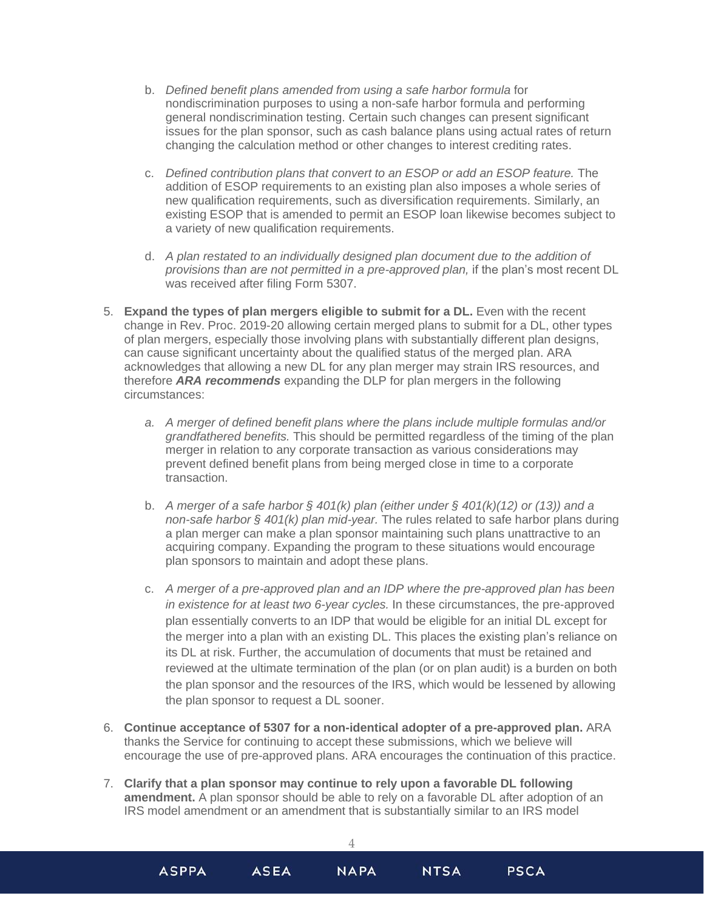b. *Defined benefit plans amended from using a safe harbor formula* for nondiscrimination purposes to using a non-safe harbor formula and performing general nondiscrimination testing. Certain such changes can present significant issues for the plan sponsor, such as cash balance plans using actual rates of return changing the calculation method or other changes to interest crediting rates.

   c. *Defined contribution plans that convert to an ESOP or add an ESOP feature.* The addition of ESOP requirements to an existing plan also imposes a whole series of new qualification requirements, such as diversification requirements. Similarly, an existing ESOP that is amended to permit an ESOP loan likewise becomes subject to a variety of new qualification requirements.

   d. *A plan restated to an individually designed plan document due to the addition of provisions than are not permitted in a pre-approved plan,* if the plan's most recent DL was received after filing Form 5307.

5. **Expand the types of plan mergers eligible to submit for a DL.** Even with the recent change in Rev. Proc. 2019-20 allowing certain merged plans to submit for a DL, other types of plan mergers, especially those involving plans with substantially different plan designs, can cause significant uncertainty about the qualified status of the merged plan. ARA acknowledges that allowing a new DL for any plan merger may strain IRS resources, and therefore ***ARA recommends*** expanding the DLP for plan mergers in the following circumstances:

   a. *A merger of defined benefit plans where the plans include multiple formulas and/or grandfathered benefits.* This should be permitted regardless of the timing of the plan merger in relation to any corporate transaction as various considerations may prevent defined benefit plans from being merged close in time to a corporate transaction.

   b. *A merger of a safe harbor § 401(k) plan (either under § 401(k)(12) or (13)) and a non-safe harbor § 401(k) plan mid-year.* The rules related to safe harbor plans during a plan merger can make a plan sponsor maintaining such plans unattractive to an acquiring company. Expanding the program to these situations would encourage plan sponsors to maintain and adopt these plans.

   c. *A merger of a pre-approved plan and an IDP where the pre-approved plan has been in existence for at least two 6-year cycles.* In these circumstances, the pre-approved plan essentially converts to an IDP that would be eligible for an initial DL except for the merger into a plan with an existing DL. This places the existing plan's reliance on its DL at risk. Further, the accumulation of documents that must be retained and reviewed at the ultimate termination of the plan (or on plan audit) is a burden on both the plan sponsor and the resources of the IRS, which would be lessened by allowing the plan sponsor to request a DL sooner.

6. **Continue acceptance of 5307 for a non-identical adopter of a pre-approved plan.** ARA thanks the Service for continuing to accept these submissions, which we believe will encourage the use of pre-approved plans. ARA encourages the continuation of this practice.

7. **Clarify that a plan sponsor may continue to rely upon a favorable DL following amendment.** A plan sponsor should be able to rely on a favorable DL after adoption of an IRS model amendment or an amendment that is substantially similar to an IRS model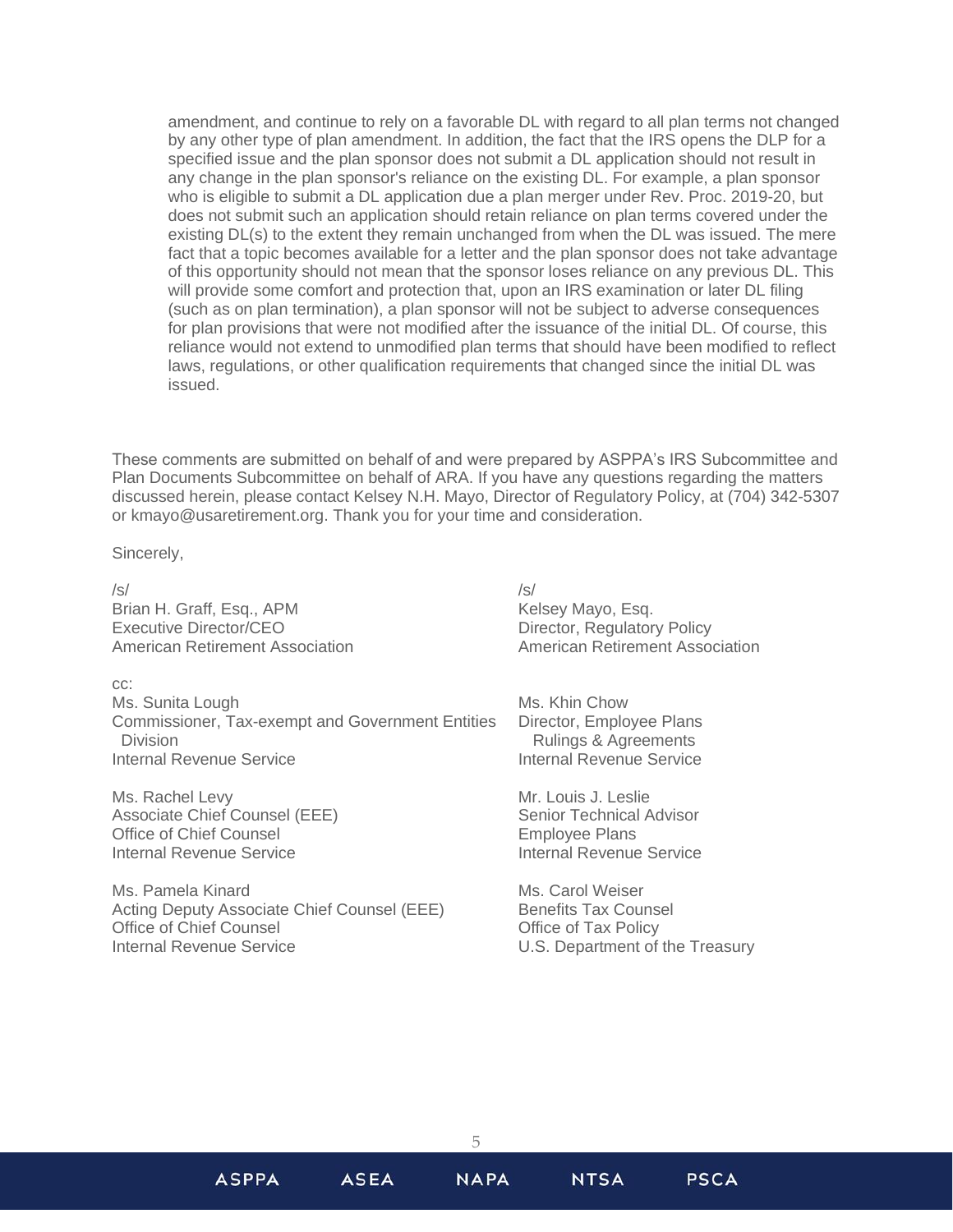amendment, and continue to rely on a favorable DL with regard to all plan terms not changed by any other type of plan amendment. In addition, the fact that the IRS opens the DLP for a specified issue and the plan sponsor does not submit a DL application should not result in any change in the plan sponsor's reliance on the existing DL. For example, a plan sponsor who is eligible to submit a DL application due a plan merger under Rev. Proc. 2019-20, but does not submit such an application should retain reliance on plan terms covered under the existing DL(s) to the extent they remain unchanged from when the DL was issued. The mere fact that a topic becomes available for a letter and the plan sponsor does not take advantage of this opportunity should not mean that the sponsor loses reliance on any previous DL. This will provide some comfort and protection that, upon an IRS examination or later DL filing (such as on plan termination), a plan sponsor will not be subject to adverse consequences for plan provisions that were not modified after the issuance of the initial DL. Of course, this reliance would not extend to unmodified plan terms that should have been modified to reflect laws, regulations, or other qualification requirements that changed since the initial DL was issued.

These comments are submitted on behalf of and were prepared by ASPPA's IRS Subcommittee and Plan Documents Subcommittee on behalf of ARA. If you have any questions regarding the matters discussed herein, please contact Kelsey N.H. Mayo, Director of Regulatory Policy, at (704) 342-5307 or kmayo@usaretirement.org. Thank you for your time and consideration.

Sincerely,

/s/
Brian H. Graff, Esq., APM
Executive Director/CEO
American Retirement Association

/s/
Kelsey Mayo, Esq.
Director, Regulatory Policy
American Retirement Association

cc:

Ms. Sunita Lough
Commissioner, Tax-exempt and Government Entities Division
Internal Revenue Service

Ms. Khin Chow
Director, Employee Plans Rulings & Agreements
Internal Revenue Service

Ms. Rachel Levy
Associate Chief Counsel (EEE)
Office of Chief Counsel
Internal Revenue Service

Mr. Louis J. Leslie
Senior Technical Advisor
Employee Plans
Internal Revenue Service

Ms. Pamela Kinard
Acting Deputy Associate Chief Counsel (EEE)
Office of Chief Counsel
Internal Revenue Service

Ms. Carol Weiser
Benefits Tax Counsel
Office of Tax Policy
U.S. Department of the Treasury